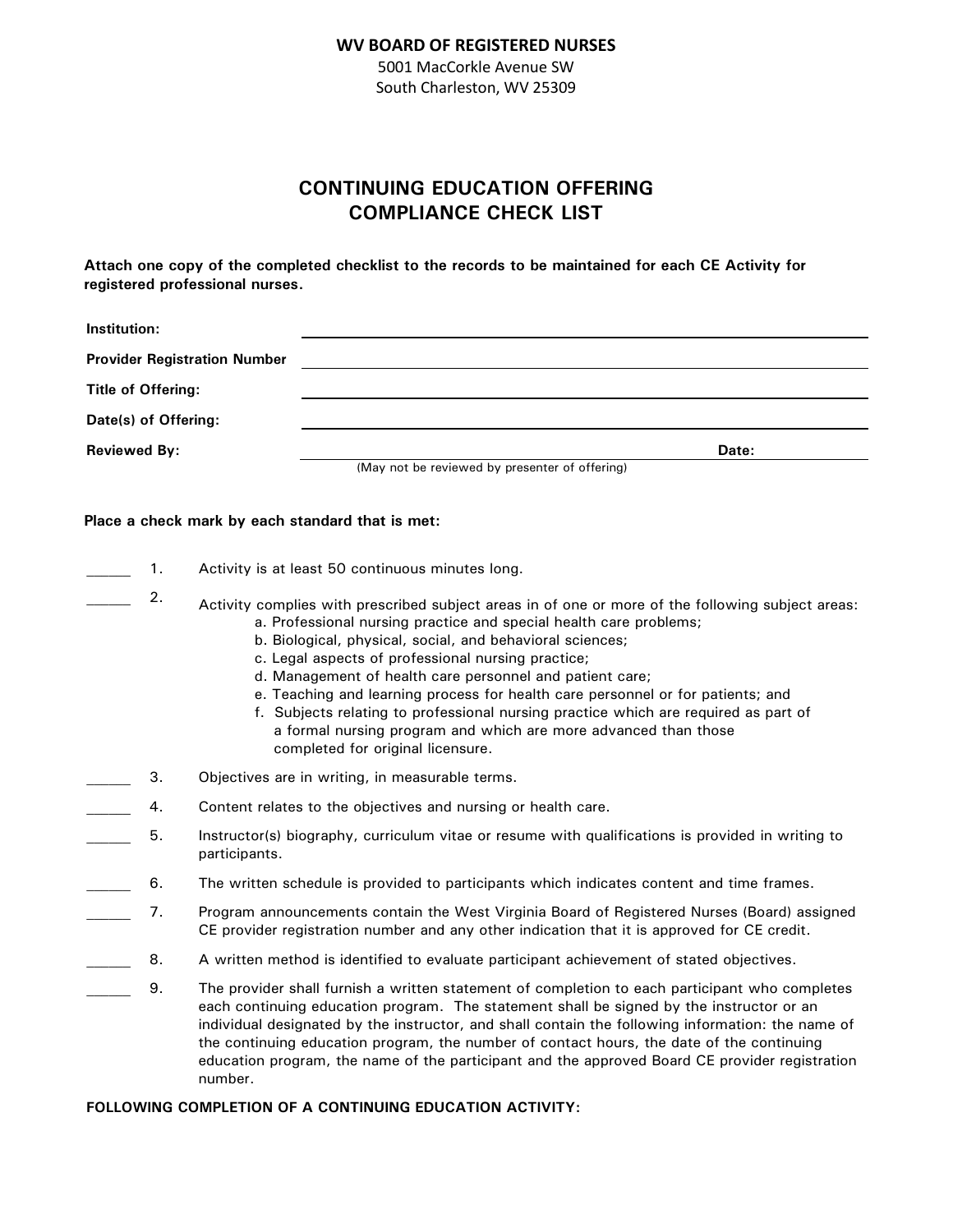**WV BOARD OF REGISTERED NURSES**
5001 MacCorkle Avenue SW
South Charleston, WV 25309

# CONTINUING EDUCATION OFFERING
# COMPLIANCE CHECK LIST

**Attach one copy of the completed checklist to the records to be maintained for each CE Activity for registered professional nurses.**

**Institution:** ______________________________

**Provider Registration Number** ______________________________

**Title of Offering:** ______________________________

**Date(s) of Offering:** ______________________________

**Reviewed By:** ______________________________ **Date:** __________
(May not be reviewed by presenter of offering)

**Place a check mark by each standard that is met:**

_____ 1. Activity is at least 50 continuous minutes long.

_____ 2. Activity complies with prescribed subject areas in of one or more of the following subject areas:
   - a. Professional nursing practice and special health care problems;
   - b. Biological, physical, social, and behavioral sciences;
   - c. Legal aspects of professional nursing practice;
   - d. Management of health care personnel and patient care;
   - e. Teaching and learning process for health care personnel or for patients; and
   - f. Subjects relating to professional nursing practice which are required as part of a formal nursing program and which are more advanced than those completed for original licensure.

_____ 3. Objectives are in writing, in measurable terms.

_____ 4. Content relates to the objectives and nursing or health care.

_____ 5. Instructor(s) biography, curriculum vitae or resume with qualifications is provided in writing to participants.

_____ 6. The written schedule is provided to participants which indicates content and time frames.

_____ 7. Program announcements contain the West Virginia Board of Registered Nurses (Board) assigned CE provider registration number and any other indication that it is approved for CE credit.

_____ 8. A written method is identified to evaluate participant achievement of stated objectives.

_____ 9. The provider shall furnish a written statement of completion to each participant who completes each continuing education program. The statement shall be signed by the instructor or an individual designated by the instructor, and shall contain the following information: the name of the continuing education program, the number of contact hours, the date of the continuing education program, the name of the participant and the approved Board CE provider registration number.

**FOLLOWING COMPLETION OF A CONTINUING EDUCATION ACTIVITY:**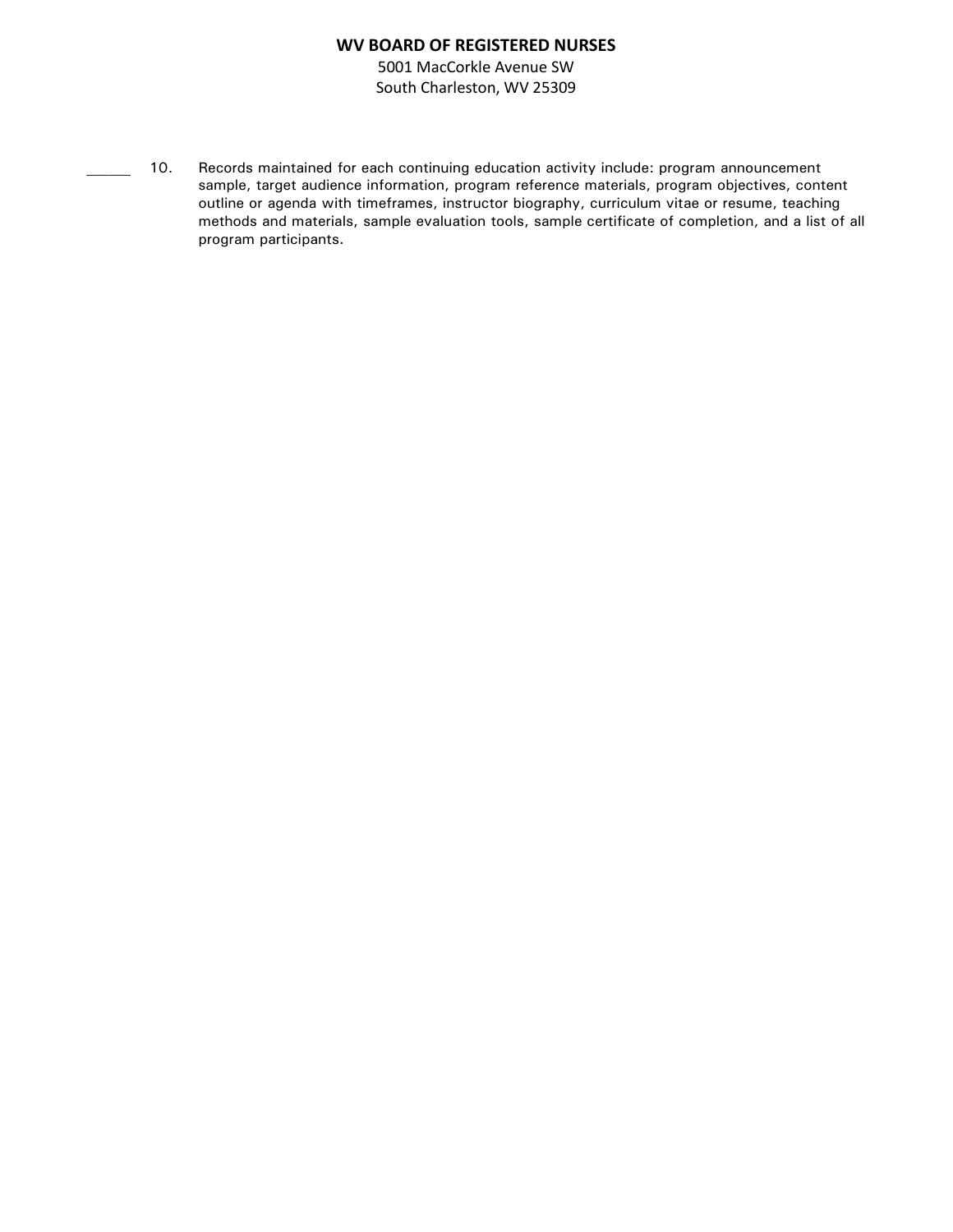_____ 10. Records maintained for each continuing education activity include: program announcement sample, target audience information, program reference materials, program objectives, content outline or agenda with timeframes, instructor biography, curriculum vitae or resume, teaching methods and materials, sample evaluation tools, sample certificate of completion, and a list of all program participants.